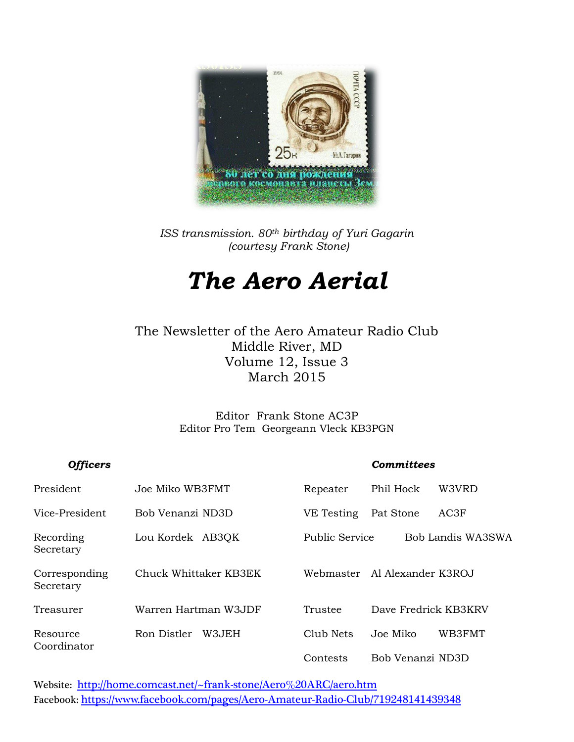*ISS transmission. 80th birthday of Yuri Gagarin*
*(courtesy Frank Stone)*

# *The Aero Aerial*

The Newsletter of the Aero Amateur Radio Club
Middle River, MD
Volume 12, Issue 3
March 2015

Editor Frank Stone AC3P
Editor Pro Tem Georgeann Vleck KB3PGN

| ***Officers*** | | ***Committees*** | | |
|---|---|---|---|---|
| President | Joe Miko WB3FMT | Repeater | Phil Hock | W3VRD |
| Vice-President | Bob Venanzi ND3D | VE Testing | Pat Stone | AC3F |
| Recording Secretary | Lou Kordek AB3QK | Public Service | Bob Landis WA3SWA | |
| Corresponding Secretary | Chuck Whittaker KB3EK | Webmaster | Al Alexander K3ROJ | |
| Treasurer | Warren Hartman W3JDF | Trustee | Dave Fredrick KB3KRV | |
| Resource Coordinator | Ron Distler W3JEH | Club Nets | Joe Miko | WB3FMT |
| | | Contests | Bob Venanzi ND3D | |

Website: http://home.comcast.net/~frank-stone/Aero%20ARC/aero.htm
Facebook: https://www.facebook.com/pages/Aero-Amateur-Radio-Club/719248141439348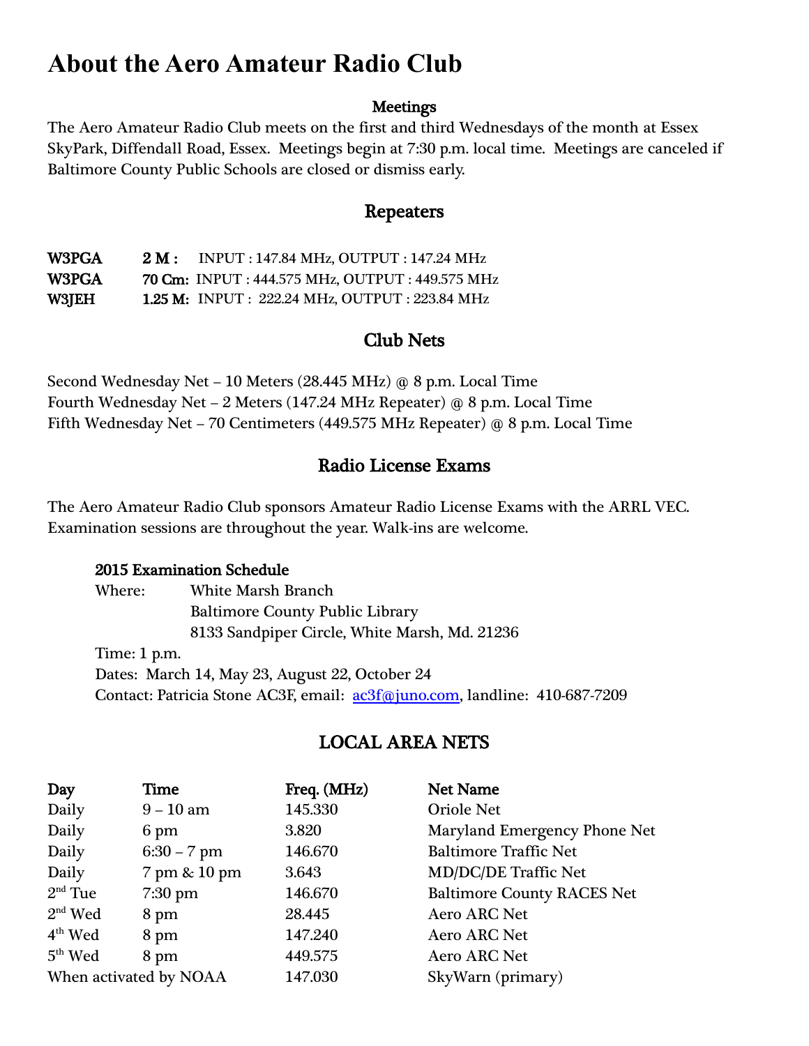# About the Aero Amateur Radio Club

## Meetings

The Aero Amateur Radio Club meets on the first and third Wednesdays of the month at Essex SkyPark, Diffendall Road, Essex. Meetings begin at 7:30 p.m. local time. Meetings are canceled if Baltimore County Public Schools are closed or dismiss early.

## Repeaters

| | | |
|---|---|---|
| **W3PGA** | **2 M :** | INPUT : 147.84 MHz, OUTPUT : 147.24 MHz |
| **W3PGA** | **70 Cm:** | INPUT : 444.575 MHz, OUTPUT : 449.575 MHz |
| **W3JEH** | **1.25 M:** | INPUT : 222.24 MHz, OUTPUT : 223.84 MHz |

## Club Nets

Second Wednesday Net – 10 Meters (28.445 MHz) @ 8 p.m. Local Time
Fourth Wednesday Net – 2 Meters (147.24 MHz Repeater) @ 8 p.m. Local Time
Fifth Wednesday Net – 70 Centimeters (449.575 MHz Repeater) @ 8 p.m. Local Time

## Radio License Exams

The Aero Amateur Radio Club sponsors Amateur Radio License Exams with the ARRL VEC. Examination sessions are throughout the year. Walk-ins are welcome.

**2015 Examination Schedule**
Where: White Marsh Branch
Baltimore County Public Library
8133 Sandpiper Circle, White Marsh, Md. 21236
Time: 1 p.m.
Dates: March 14, May 23, August 22, October 24
Contact: Patricia Stone AC3F, email: ac3f@juno.com, landline: 410-687-7209

## LOCAL AREA NETS

| Day | Time | Freq. (MHz) | Net Name |
|---|---|---|---|
| Daily | 9 – 10 am | 145.330 | Oriole Net |
| Daily | 6 pm | 3.820 | Maryland Emergency Phone Net |
| Daily | 6:30 – 7 pm | 146.670 | Baltimore Traffic Net |
| Daily | 7 pm & 10 pm | 3.643 | MD/DC/DE Traffic Net |
| 2nd Tue | 7:30 pm | 146.670 | Baltimore County RACES Net |
| 2nd Wed | 8 pm | 28.445 | Aero ARC Net |
| 4th Wed | 8 pm | 147.240 | Aero ARC Net |
| 5th Wed | 8 pm | 449.575 | Aero ARC Net |
| When activated by NOAA | | 147.030 | SkyWarn (primary) |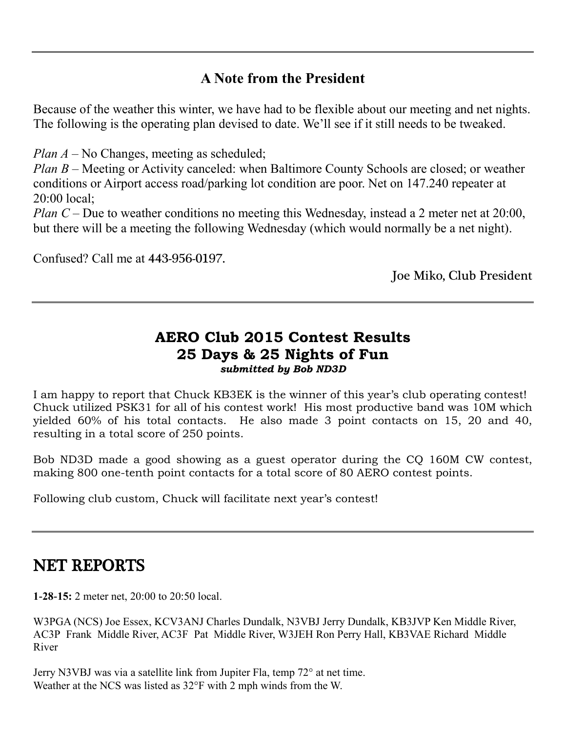## A Note from the President

Because of the weather this winter, we have had to be flexible about our meeting and net nights. The following is the operating plan devised to date. We'll see if it still needs to be tweaked.

*Plan A* – No Changes, meeting as scheduled;
*Plan B* – Meeting or Activity canceled: when Baltimore County Schools are closed; or weather conditions or Airport access road/parking lot condition are poor. Net on 147.240 repeater at 20:00 local;
*Plan C* – Due to weather conditions no meeting this Wednesday, instead a 2 meter net at 20:00, but there will be a meeting the following Wednesday (which would normally be a net night).

Confused? Call me at 443-956-0197.

Joe Miko, Club President

---

## AERO Club 2015 Contest Results
## 25 Days & 25 Nights of Fun

***submitted by Bob ND3D***

I am happy to report that Chuck KB3EK is the winner of this year's club operating contest! Chuck utilized PSK31 for all of his contest work! His most productive band was 10M which yielded 60% of his total contacts. He also made 3 point contacts on 15, 20 and 40, resulting in a total score of 250 points.

Bob ND3D made a good showing as a guest operator during the CQ 160M CW contest, making 800 one-tenth point contacts for a total score of 80 AERO contest points.

Following club custom, Chuck will facilitate next year's contest!

---

# NET REPORTS

**1-28-15:** 2 meter net, 20:00 to 20:50 local.

W3PGA (NCS) Joe Essex, KCV3ANJ Charles Dundalk, N3VBJ Jerry Dundalk, KB3JVP Ken Middle River, AC3P Frank Middle River, AC3F Pat Middle River, W3JEH Ron Perry Hall, KB3VAE Richard Middle River

Jerry N3VBJ was via a satellite link from Jupiter Fla, temp 72° at net time.
Weather at the NCS was listed as 32°F with 2 mph winds from the W.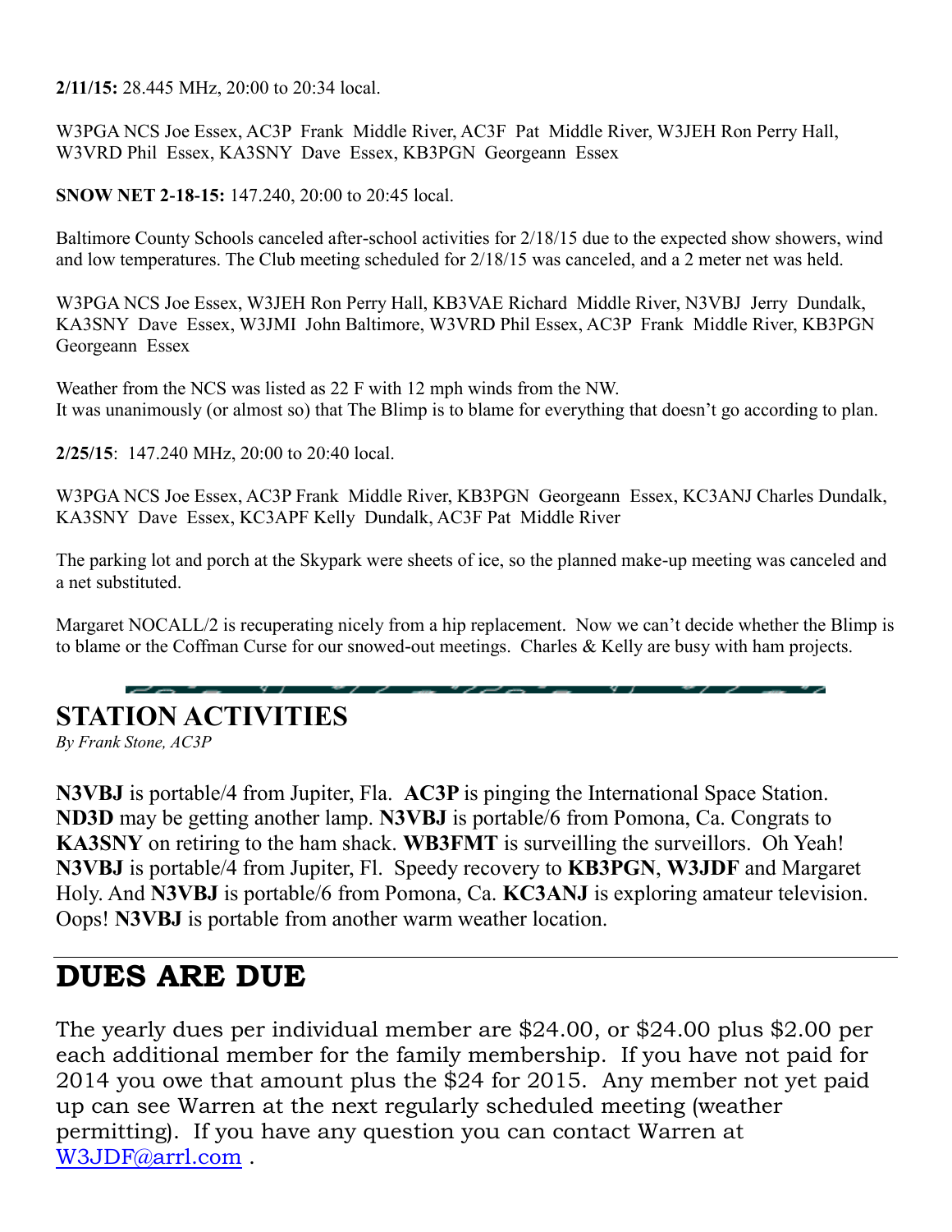**2/11/15:** 28.445 MHz, 20:00 to 20:34 local.

W3PGA NCS Joe Essex, AC3P Frank Middle River, AC3F Pat Middle River, W3JEH Ron Perry Hall, W3VRD Phil Essex, KA3SNY Dave Essex, KB3PGN Georgeann Essex

**SNOW NET 2-18-15:** 147.240, 20:00 to 20:45 local.

Baltimore County Schools canceled after-school activities for 2/18/15 due to the expected show showers, wind and low temperatures. The Club meeting scheduled for 2/18/15 was canceled, and a 2 meter net was held.

W3PGA NCS Joe Essex, W3JEH Ron Perry Hall, KB3VAE Richard Middle River, N3VBJ Jerry Dundalk, KA3SNY Dave Essex, W3JMI John Baltimore, W3VRD Phil Essex, AC3P Frank Middle River, KB3PGN Georgeann Essex

Weather from the NCS was listed as 22 F with 12 mph winds from the NW.
It was unanimously (or almost so) that The Blimp is to blame for everything that doesn't go according to plan.

**2/25/15**: 147.240 MHz, 20:00 to 20:40 local.

W3PGA NCS Joe Essex, AC3P Frank Middle River, KB3PGN Georgeann Essex, KC3ANJ Charles Dundalk, KA3SNY Dave Essex, KC3APF Kelly Dundalk, AC3F Pat Middle River

The parking lot and porch at the Skypark were sheets of ice, so the planned make-up meeting was canceled and a net substituted.

Margaret NOCALL/2 is recuperating nicely from a hip replacement. Now we can't decide whether the Blimp is to blame or the Coffman Curse for our snowed-out meetings. Charles & Kelly are busy with ham projects.

## STATION ACTIVITIES

*By Frank Stone, AC3P*

**N3VBJ** is portable/4 from Jupiter, Fla. **AC3P** is pinging the International Space Station. **ND3D** may be getting another lamp. **N3VBJ** is portable/6 from Pomona, Ca. Congrats to **KA3SNY** on retiring to the ham shack. **WB3FMT** is surveilling the surveillors. Oh Yeah! **N3VBJ** is portable/4 from Jupiter, Fl. Speedy recovery to **KB3PGN**, **W3JDF** and Margaret Holy. And **N3VBJ** is portable/6 from Pomona, Ca. **KC3ANJ** is exploring amateur television. Oops! **N3VBJ** is portable from another warm weather location.

## DUES ARE DUE

The yearly dues per individual member are $24.00, or $24.00 plus $2.00 per each additional member for the family membership. If you have not paid for 2014 you owe that amount plus the $24 for 2015. Any member not yet paid up can see Warren at the next regularly scheduled meeting (weather permitting). If you have any question you can contact Warren at W3JDF@arrl.com .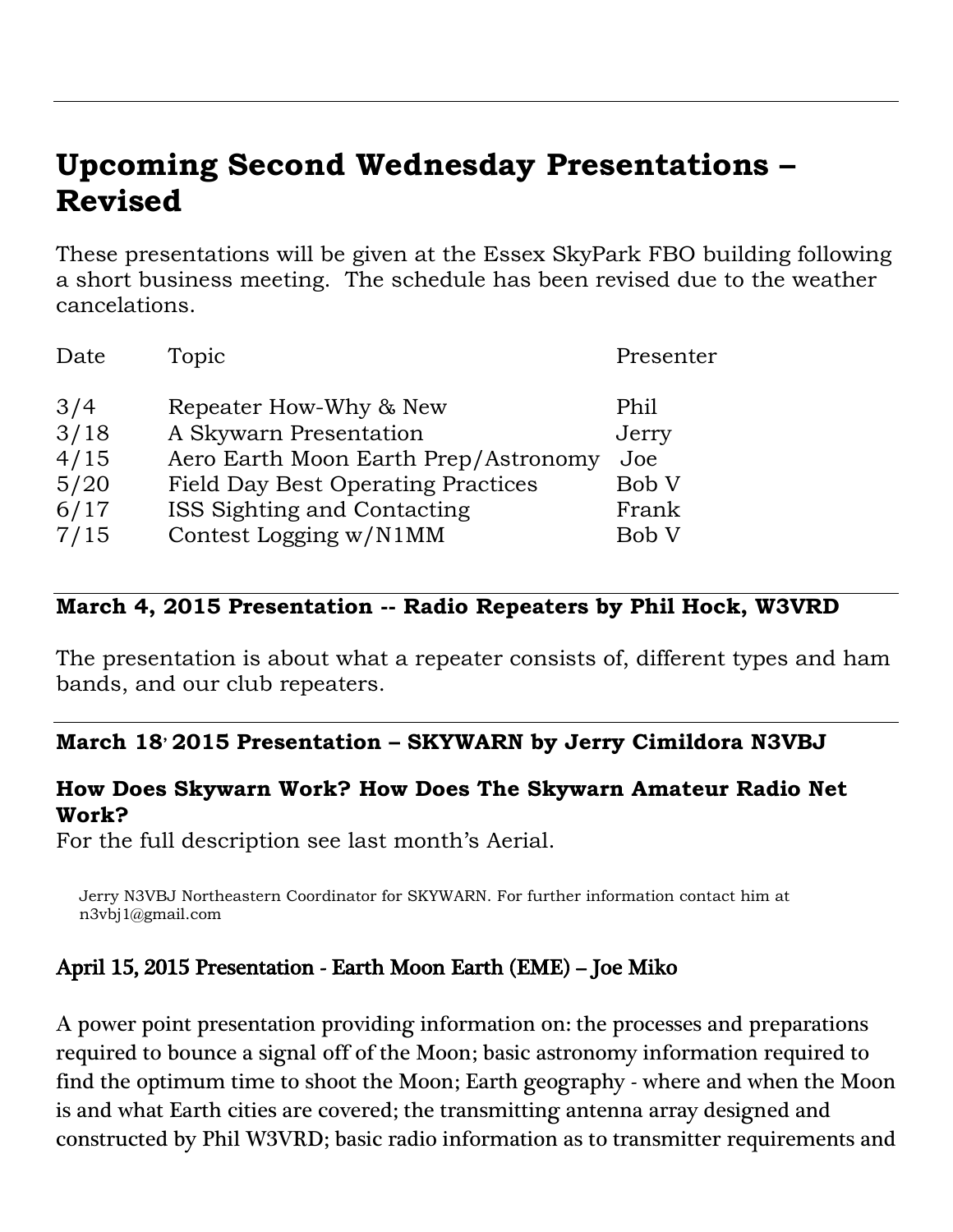# Upcoming Second Wednesday Presentations – Revised

These presentations will be given at the Essex SkyPark FBO building following a short business meeting. The schedule has been revised due to the weather cancelations.

| Date | Topic | Presenter |
|---|---|---|
| 3/4 | Repeater How-Why & New | Phil |
| 3/18 | A Skywarn Presentation | Jerry |
| 4/15 | Aero Earth Moon Earth Prep/Astronomy | Joe |
| 5/20 | Field Day Best Operating Practices | Bob V |
| 6/17 | ISS Sighting and Contacting | Frank |
| 7/15 | Contest Logging w/N1MM | Bob V |

### March 4, 2015 Presentation -- Radio Repeaters by Phil Hock, W3VRD

The presentation is about what a repeater consists of, different types and ham bands, and our club repeaters.

### March 18, 2015 Presentation – SKYWARN by Jerry Cimildora N3VBJ

### How Does Skywarn Work? How Does The Skywarn Amateur Radio Net Work?

For the full description see last month's Aerial.

Jerry N3VBJ Northeastern Coordinator for SKYWARN. For further information contact him at n3vbj1@gmail.com

### April 15, 2015 Presentation - Earth Moon Earth (EME) – Joe Miko

A power point presentation providing information on: the processes and preparations required to bounce a signal off of the Moon; basic astronomy information required to find the optimum time to shoot the Moon; Earth geography - where and when the Moon is and what Earth cities are covered; the transmitting antenna array designed and constructed by Phil W3VRD; basic radio information as to transmitter requirements and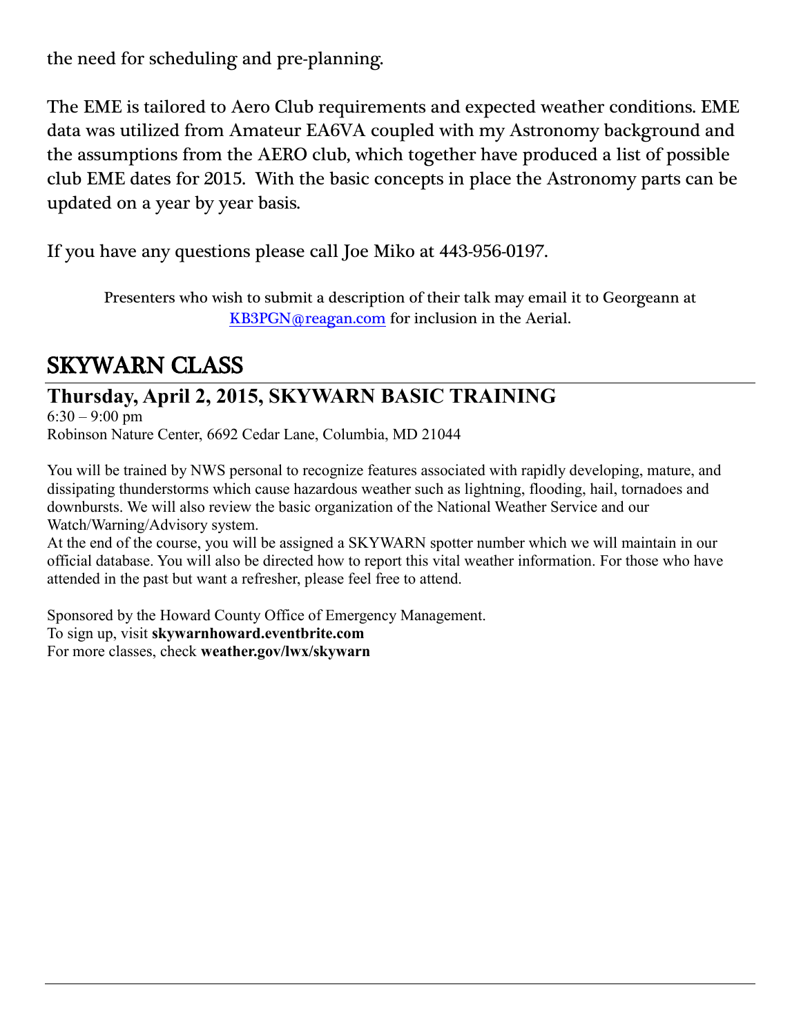the need for scheduling and pre-planning.

The EME is tailored to Aero Club requirements and expected weather conditions. EME data was utilized from Amateur EA6VA coupled with my Astronomy background and the assumptions from the AERO club, which together have produced a list of possible club EME dates for 2015. With the basic concepts in place the Astronomy parts can be updated on a year by year basis.

If you have any questions please call Joe Miko at 443-956-0197.

Presenters who wish to submit a description of their talk may email it to Georgeann at KB3PGN@reagan.com for inclusion in the Aerial.

# SKYWARN CLASS

## Thursday, April 2, 2015, SKYWARN BASIC TRAINING

6:30 – 9:00 pm
Robinson Nature Center, 6692 Cedar Lane, Columbia, MD 21044

You will be trained by NWS personal to recognize features associated with rapidly developing, mature, and dissipating thunderstorms which cause hazardous weather such as lightning, flooding, hail, tornadoes and downbursts. We will also review the basic organization of the National Weather Service and our Watch/Warning/Advisory system.
At the end of the course, you will be assigned a SKYWARN spotter number which we will maintain in our official database. You will also be directed how to report this vital weather information. For those who have attended in the past but want a refresher, please feel free to attend.

Sponsored by the Howard County Office of Emergency Management.
To sign up, visit **skywarnhoward.eventbrite.com**
For more classes, check **weather.gov/lwx/skywarn**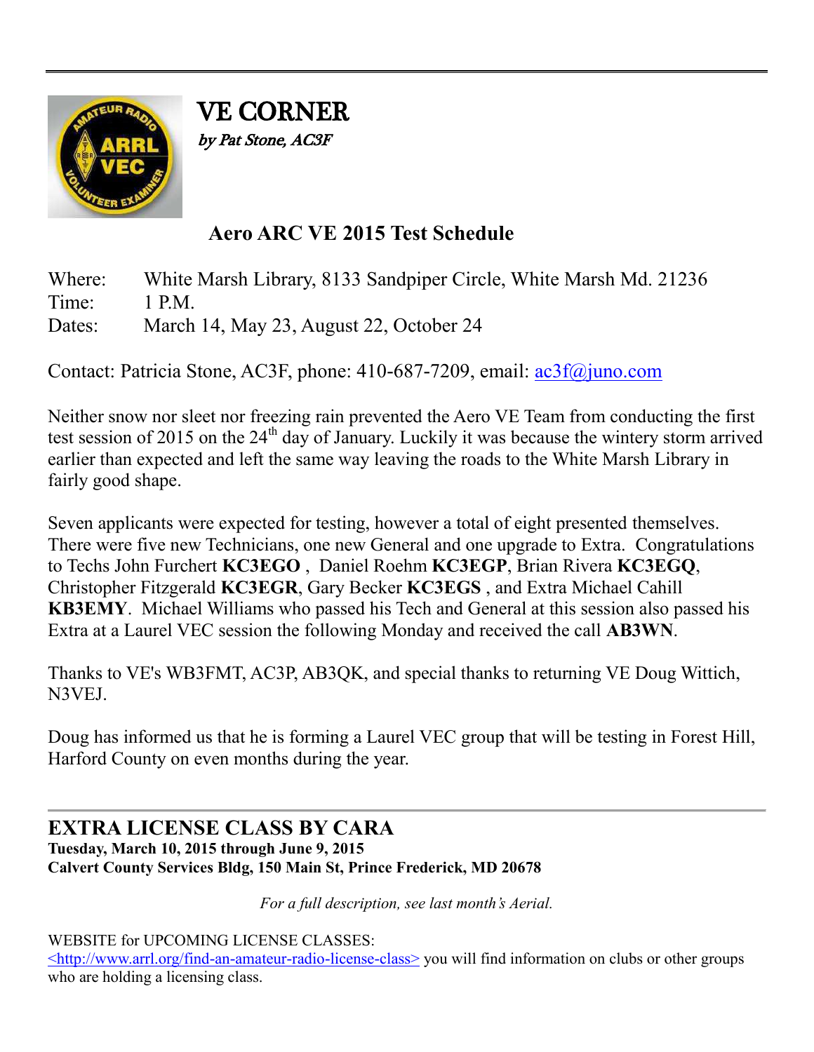# VE CORNER

*by Pat Stone, AC3F*

## Aero ARC VE 2015 Test Schedule

Where: White Marsh Library, 8133 Sandpiper Circle, White Marsh Md. 21236
Time: 1 P.M.
Dates: March 14, May 23, August 22, October 24

Contact: Patricia Stone, AC3F, phone: 410-687-7209, email: ac3f@juno.com

Neither snow nor sleet nor freezing rain prevented the Aero VE Team from conducting the first test session of 2015 on the 24th day of January. Luckily it was because the wintery storm arrived earlier than expected and left the same way leaving the roads to the White Marsh Library in fairly good shape.

Seven applicants were expected for testing, however a total of eight presented themselves. There were five new Technicians, one new General and one upgrade to Extra. Congratulations to Techs John Furchert **KC3EGO** , Daniel Roehm **KC3EGP**, Brian Rivera **KC3EGQ**, Christopher Fitzgerald **KC3EGR**, Gary Becker **KC3EGS** , and Extra Michael Cahill **KB3EMY**. Michael Williams who passed his Tech and General at this session also passed his Extra at a Laurel VEC session the following Monday and received the call **AB3WN**.

Thanks to VE's WB3FMT, AC3P, AB3QK, and special thanks to returning VE Doug Wittich, N3VEJ.

Doug has informed us that he is forming a Laurel VEC group that will be testing in Forest Hill, Harford County on even months during the year.

## EXTRA LICENSE CLASS BY CARA

**Tuesday, March 10, 2015 through June 9, 2015**
**Calvert County Services Bldg, 150 Main St, Prince Frederick, MD 20678**

*For a full description, see last month's Aerial.*

WEBSITE for UPCOMING LICENSE CLASSES:
<http://www.arrl.org/find-an-amateur-radio-license-class> you will find information on clubs or other groups who are holding a licensing class.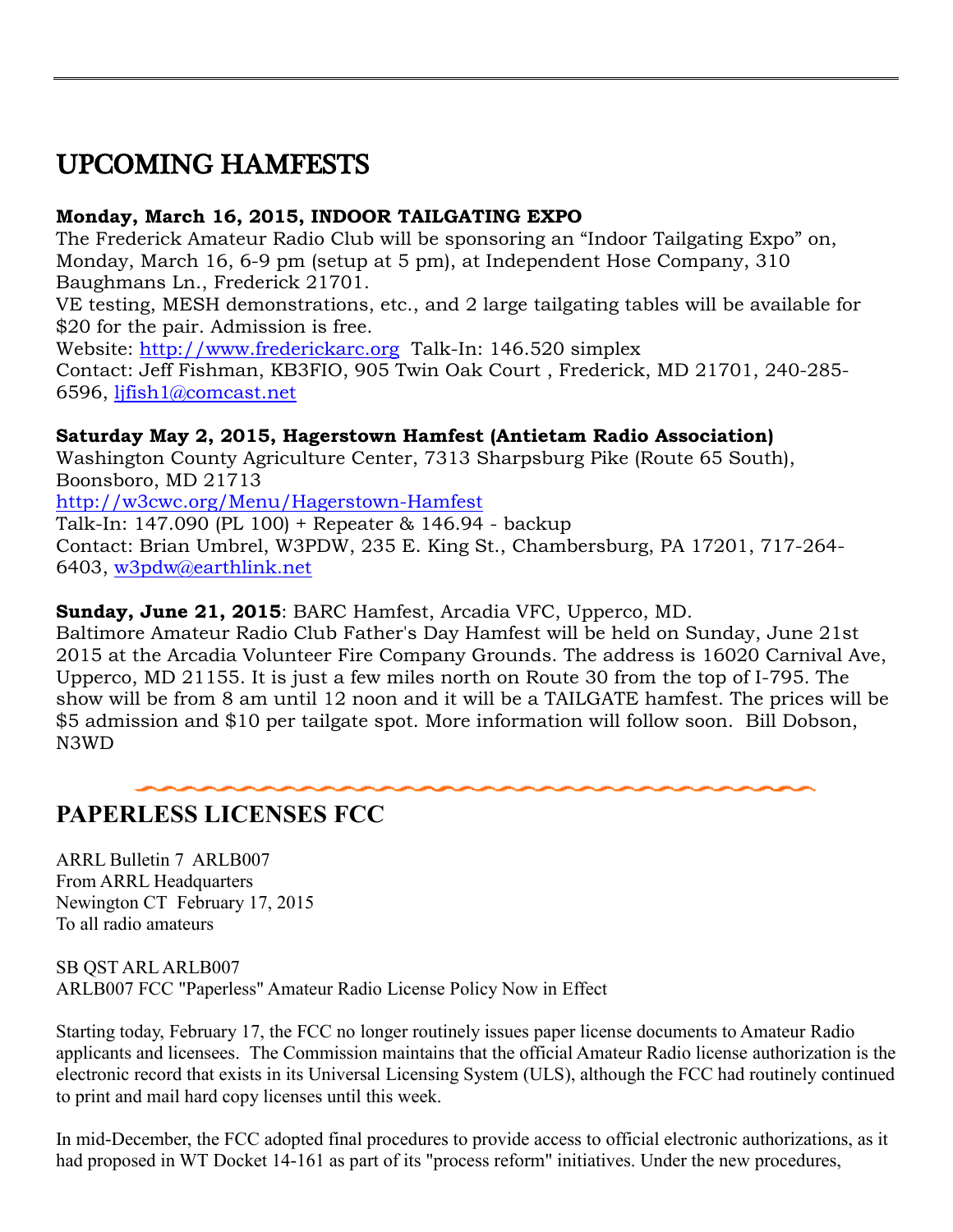# UPCOMING HAMFESTS

**Monday, March 16, 2015, INDOOR TAILGATING EXPO**
The Frederick Amateur Radio Club will be sponsoring an "Indoor Tailgating Expo" on, Monday, March 16, 6-9 pm (setup at 5 pm), at Independent Hose Company, 310 Baughmans Ln., Frederick 21701.
VE testing, MESH demonstrations, etc., and 2 large tailgating tables will be available for $20 for the pair. Admission is free.
Website: http://www.frederickarc.org Talk-In: 146.520 simplex
Contact: Jeff Fishman, KB3FIO, 905 Twin Oak Court , Frederick, MD 21701, 240-285-6596, ljfish1@comcast.net

**Saturday May 2, 2015, Hagerstown Hamfest (Antietam Radio Association)**
Washington County Agriculture Center, 7313 Sharpsburg Pike (Route 65 South), Boonsboro, MD 21713
http://w3cwc.org/Menu/Hagerstown-Hamfest
Talk-In: 147.090 (PL 100) + Repeater & 146.94 - backup
Contact: Brian Umbrel, W3PDW, 235 E. King St., Chambersburg, PA 17201, 717-264-6403, w3pdw@earthlink.net

**Sunday, June 21, 2015**: BARC Hamfest, Arcadia VFC, Upperco, MD.
Baltimore Amateur Radio Club Father's Day Hamfest will be held on Sunday, June 21st 2015 at the Arcadia Volunteer Fire Company Grounds. The address is 16020 Carnival Ave, Upperco, MD 21155. It is just a few miles north on Route 30 from the top of I-795. The show will be from 8 am until 12 noon and it will be a TAILGATE hamfest. The prices will be $5 admission and $10 per tailgate spot. More information will follow soon. Bill Dobson, N3WD

# PAPERLESS LICENSES FCC

ARRL Bulletin 7 ARLB007
From ARRL Headquarters
Newington CT February 17, 2015
To all radio amateurs

SB QST ARL ARLB007
ARLB007 FCC "Paperless" Amateur Radio License Policy Now in Effect

Starting today, February 17, the FCC no longer routinely issues paper license documents to Amateur Radio applicants and licensees. The Commission maintains that the official Amateur Radio license authorization is the electronic record that exists in its Universal Licensing System (ULS), although the FCC had routinely continued to print and mail hard copy licenses until this week.

In mid-December, the FCC adopted final procedures to provide access to official electronic authorizations, as it had proposed in WT Docket 14-161 as part of its "process reform" initiatives. Under the new procedures,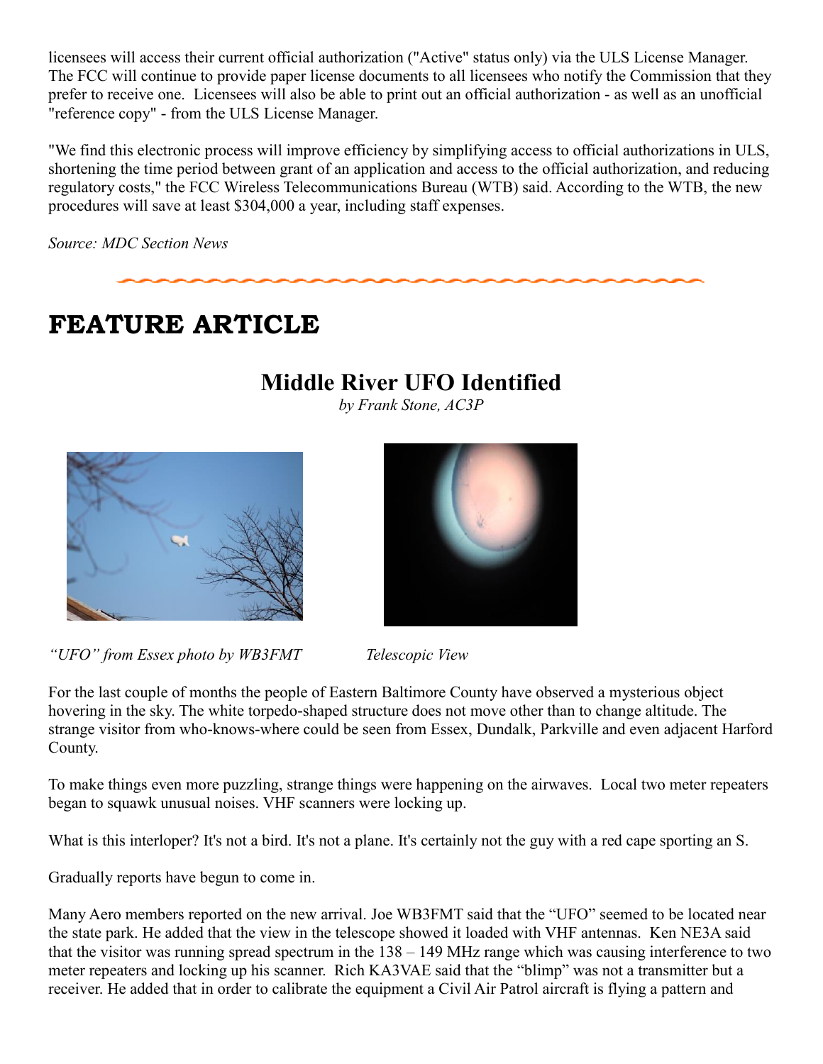licensees will access their current official authorization ("Active" status only) via the ULS License Manager. The FCC will continue to provide paper license documents to all licensees who notify the Commission that they prefer to receive one. Licensees will also be able to print out an official authorization - as well as an unofficial "reference copy" - from the ULS License Manager.

"We find this electronic process will improve efficiency by simplifying access to official authorizations in ULS, shortening the time period between grant of an application and access to the official authorization, and reducing regulatory costs," the FCC Wireless Telecommunications Bureau (WTB) said. According to the WTB, the new procedures will save at least $304,000 a year, including staff expenses.

*Source: MDC Section News*

# FEATURE ARTICLE

## Middle River UFO Identified

*by Frank Stone, AC3P*

*"UFO" from Essex photo by WB3FMT*

*Telescopic View*

For the last couple of months the people of Eastern Baltimore County have observed a mysterious object hovering in the sky. The white torpedo-shaped structure does not move other than to change altitude. The strange visitor from who-knows-where could be seen from Essex, Dundalk, Parkville and even adjacent Harford County.

To make things even more puzzling, strange things were happening on the airwaves. Local two meter repeaters began to squawk unusual noises. VHF scanners were locking up.

What is this interloper? It's not a bird. It's not a plane. It's certainly not the guy with a red cape sporting an S.

Gradually reports have begun to come in.

Many Aero members reported on the new arrival. Joe WB3FMT said that the "UFO" seemed to be located near the state park. He added that the view in the telescope showed it loaded with VHF antennas. Ken NE3A said that the visitor was running spread spectrum in the 138 – 149 MHz range which was causing interference to two meter repeaters and locking up his scanner. Rich KA3VAE said that the "blimp" was not a transmitter but a receiver. He added that in order to calibrate the equipment a Civil Air Patrol aircraft is flying a pattern and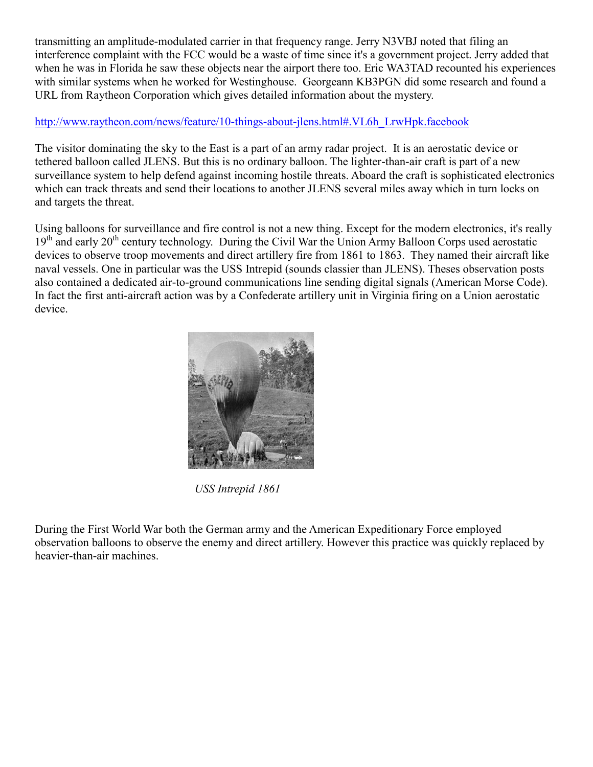transmitting an amplitude-modulated carrier in that frequency range. Jerry N3VBJ noted that filing an interference complaint with the FCC would be a waste of time since it's a government project. Jerry added that when he was in Florida he saw these objects near the airport there too. Eric WA3TAD recounted his experiences with similar systems when he worked for Westinghouse. Georgeann KB3PGN did some research and found a URL from Raytheon Corporation which gives detailed information about the mystery.

http://www.raytheon.com/news/feature/10-things-about-jlens.html#.VL6h_LrwHpk.facebook

The visitor dominating the sky to the East is a part of an army radar project. It is an aerostatic device or tethered balloon called JLENS. But this is no ordinary balloon. The lighter-than-air craft is part of a new surveillance system to help defend against incoming hostile threats. Aboard the craft is sophisticated electronics which can track threats and send their locations to another JLENS several miles away which in turn locks on and targets the threat.

Using balloons for surveillance and fire control is not a new thing. Except for the modern electronics, it's really 19th and early 20th century technology. During the Civil War the Union Army Balloon Corps used aerostatic devices to observe troop movements and direct artillery fire from 1861 to 1863. They named their aircraft like naval vessels. One in particular was the USS Intrepid (sounds classier than JLENS). Theses observation posts also contained a dedicated air-to-ground communications line sending digital signals (American Morse Code). In fact the first anti-aircraft action was by a Confederate artillery unit in Virginia firing on a Union aerostatic device.

*USS Intrepid 1861*

During the First World War both the German army and the American Expeditionary Force employed observation balloons to observe the enemy and direct artillery. However this practice was quickly replaced by heavier-than-air machines.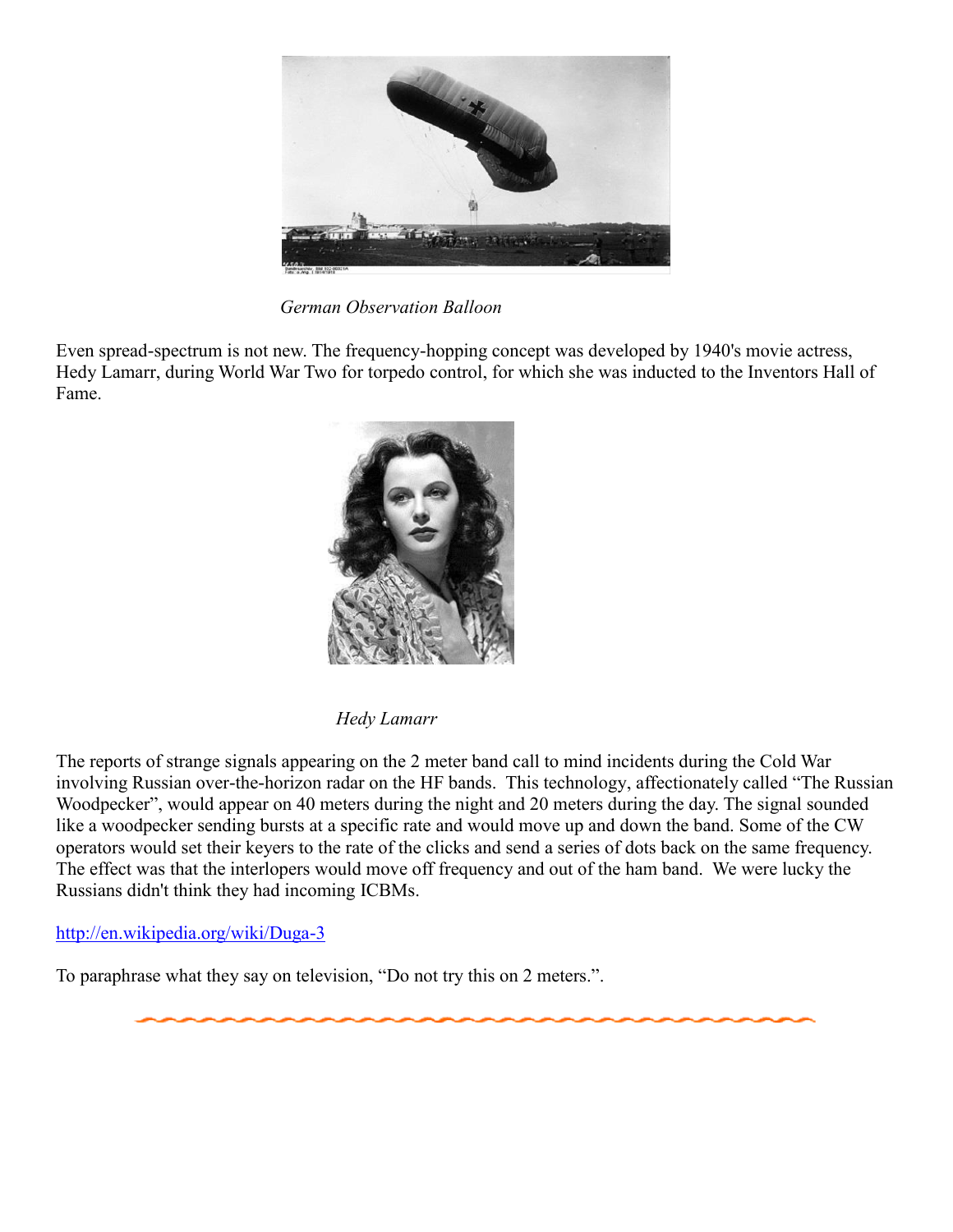*German Observation Balloon*

Even spread-spectrum is not new. The frequency-hopping concept was developed by 1940's movie actress, Hedy Lamarr, during World War Two for torpedo control, for which she was inducted to the Inventors Hall of Fame.

*Hedy Lamarr*

The reports of strange signals appearing on the 2 meter band call to mind incidents during the Cold War involving Russian over-the-horizon radar on the HF bands. This technology, affectionately called "The Russian Woodpecker", would appear on 40 meters during the night and 20 meters during the day. The signal sounded like a woodpecker sending bursts at a specific rate and would move up and down the band. Some of the CW operators would set their keyers to the rate of the clicks and send a series of dots back on the same frequency. The effect was that the interlopers would move off frequency and out of the ham band. We were lucky the Russians didn't think they had incoming ICBMs.

http://en.wikipedia.org/wiki/Duga-3

To paraphrase what they say on television, "Do not try this on 2 meters.".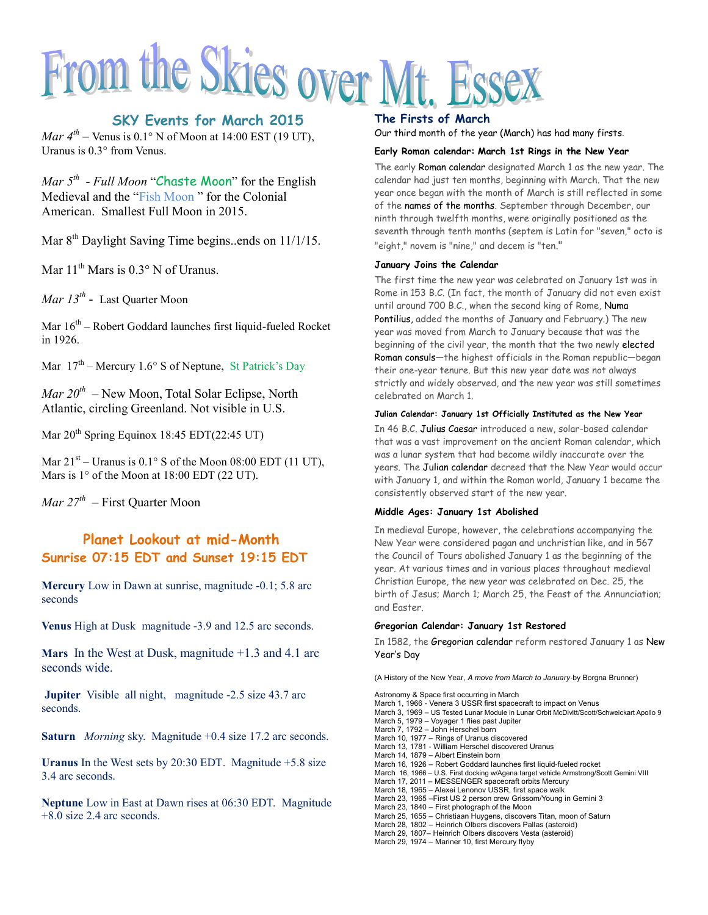# From the Skies over Mt. Essex

## SKY Events for March 2015

*Mar 4th* – Venus is 0.1° N of Moon at 14:00 EST (19 UT), Uranus is 0.3° from Venus.

*Mar 5th* - *Full Moon* "Chaste Moon" for the English Medieval and the "Fish Moon " for the Colonial American. Smallest Full Moon in 2015.

Mar 8th Daylight Saving Time begins..ends on 11/1/15.

Mar 11th Mars is 0.3° N of Uranus.

*Mar 13th* - Last Quarter Moon

Mar 16th – Robert Goddard launches first liquid-fueled Rocket in 1926.

Mar 17th – Mercury 1.6° S of Neptune, St Patrick's Day

*Mar 20th* – New Moon, Total Solar Eclipse, North Atlantic, circling Greenland. Not visible in U.S.

Mar 20th Spring Equinox 18:45 EDT(22:45 UT)

Mar 21st – Uranus is 0.1° S of the Moon 08:00 EDT (11 UT), Mars is 1° of the Moon at 18:00 EDT (22 UT).

*Mar 27th* – First Quarter Moon

## Planet Lookout at mid-Month

### Sunrise 07:15 EDT and Sunset 19:15 EDT

**Mercury** Low in Dawn at sunrise, magnitude -0.1; 5.8 arc seconds

**Venus** High at Dusk magnitude -3.9 and 12.5 arc seconds.

**Mars** In the West at Dusk, magnitude +1.3 and 4.1 arc seconds wide.

**Jupiter** Visible all night, magnitude -2.5 size 43.7 arc seconds.

**Saturn** *Morning* sky. Magnitude +0.4 size 17.2 arc seconds.

**Uranus** In the West sets by 20:30 EDT. Magnitude +5.8 size 3.4 arc seconds.

**Neptune** Low in East at Dawn rises at 06:30 EDT. Magnitude +8.0 size 2.4 arc seconds.

## The Firsts of March

Our third month of the year (March) has had many firsts.

**Early Roman calendar: March 1st Rings in the New Year**

The early Roman calendar designated March 1 as the new year. The calendar had just ten months, beginning with March. That the new year once began with the month of March is still reflected in some of the names of the months. September through December, our ninth through twelfth months, were originally positioned as the seventh through tenth months (septem is Latin for "seven," octo is "eight," novem is "nine," and decem is "ten."

**January Joins the Calendar**

The first time the new year was celebrated on January 1st was in Rome in 153 B.C. (In fact, the month of January did not even exist until around 700 B.C., when the second king of Rome, Numa Pontilius, added the months of January and February.) The new year was moved from March to January because that was the beginning of the civil year, the month that the two newly elected Roman consuls—the highest officials in the Roman republic—began their one-year tenure. But this new year date was not always strictly and widely observed, and the new year was still sometimes celebrated on March 1.

**Julian Calendar: January 1st Officially Instituted as the New Year**

In 46 B.C. Julius Caesar introduced a new, solar-based calendar that was a vast improvement on the ancient Roman calendar, which was a lunar system that had become wildly inaccurate over the years. The Julian calendar decreed that the New Year would occur with January 1, and within the Roman world, January 1 became the consistently observed start of the new year.

**Middle Ages: January 1st Abolished**

In medieval Europe, however, the celebrations accompanying the New Year were considered pagan and unchristian like, and in 567 the Council of Tours abolished January 1 as the beginning of the year. At various times and in various places throughout medieval Christian Europe, the new year was celebrated on Dec. 25, the birth of Jesus; March 1; March 25, the Feast of the Annunciation; and Easter.

**Gregorian Calendar: January 1st Restored**

In 1582, the Gregorian calendar reform restored January 1 as New Year's Day

(A History of the New Year, *A move from March to January*-by Borgna Brunner)

Astronomy & Space first occurring in March
March 1, 1966 - Venera 3 USSR first spacecraft to impact on Venus
March 3, 1969 – US Tested Lunar Module in Lunar Orbit McDivitt/Scott/Schweickart Apollo 9
March 5, 1979 – Voyager 1 flies past Jupiter
March 7, 1792 – John Herschel born
March 10, 1977 – Rings of Uranus discovered
March 13, 1781 - William Herschel discovered Uranus
March 14, 1879 – Albert Einstein born
March 16, 1926 – Robert Goddard launches first liquid-fueled rocket
March 16, 1966 – U.S. First docking w/Agena target vehicle Armstrong/Scott Gemini VIII
March 17, 2011 – MESSENGER spacecraft orbits Mercury
March 18, 1965 – Alexei Lenonov USSR, first space walk
March 23, 1965 –First US 2 person crew Grissom/Young in Gemini 3
March 23, 1840 – First photograph of the Moon
March 25, 1655 – Christiaan Huygens, discovers Titan, moon of Saturn
March 28, 1802 – Heinrich Olbers discovers Pallas (asteroid)
March 29, 1807– Heinrich Olbers discovers Vesta (asteroid)
March 29, 1974 – Mariner 10, first Mercury flyby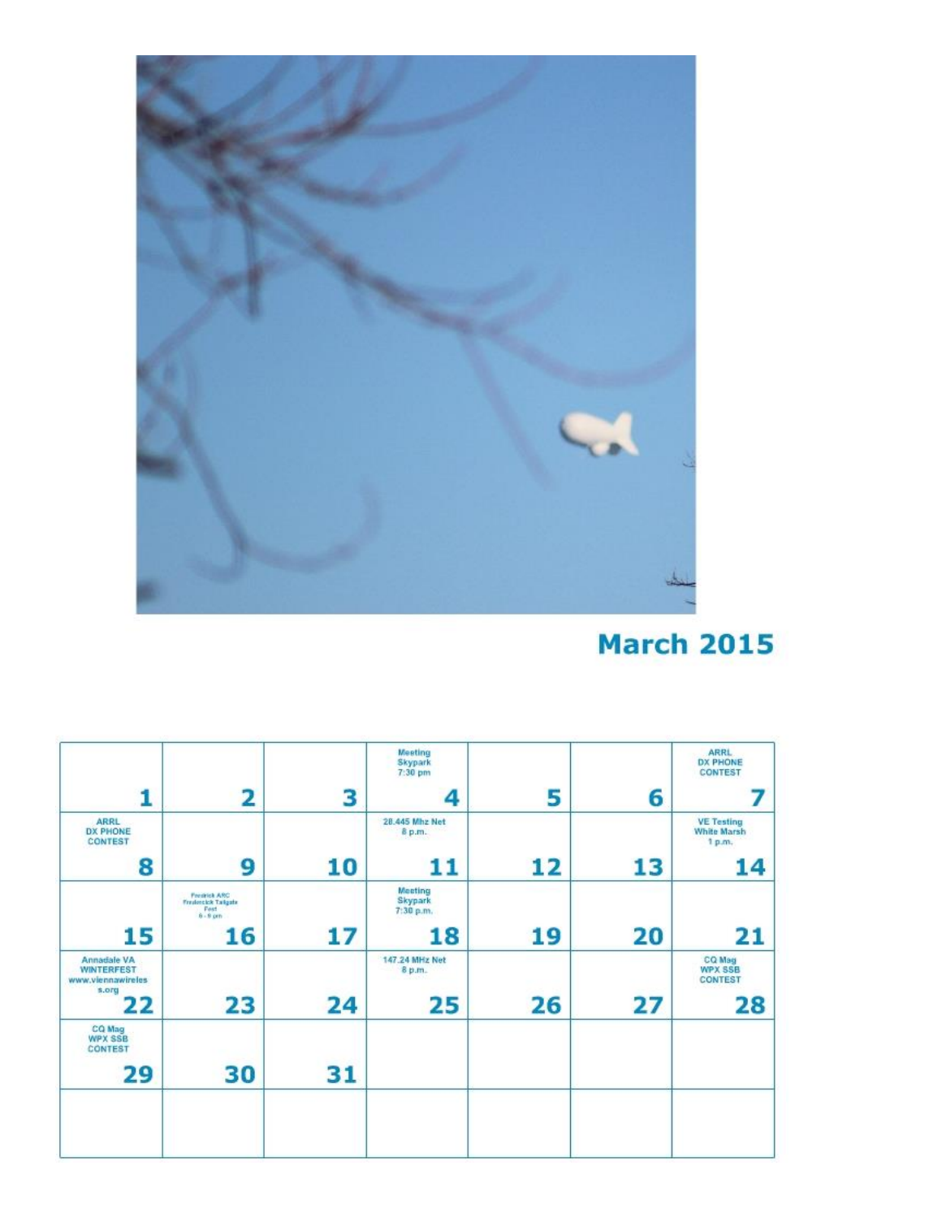## March 2015

| | | | | | | |
|---|---|---|---|---|---|---|
| 1 | 2 | 3 | Meeting Skypark 7:30 pm 4 | 5 | 6 | ARRL DX PHONE CONTEST 7 |
| ARRL DX PHONE CONTEST 8 | 9 | 10 | 28.445 Mhz Net 8 p.m. 11 | 12 | 13 | VE Testing White Marsh 1 p.m. 14 |
| 15 | Fredrick ARC Frederick Tailgate Fest 6 - 9 pm 16 | 17 | Meeting Skypark 7:30 p.m. 18 | 19 | 20 | 21 |
| Annadale VA WINTERFEST www.viennawireless.org 22 | 23 | 24 | 147.24 MHz Net 8 p.m. 25 | 26 | 27 | CQ Mag WPX SSB CONTEST 28 |
| CQ Mag WPX SSB CONTEST 29 | 30 | 31 | | | | |
| | | | | | | |